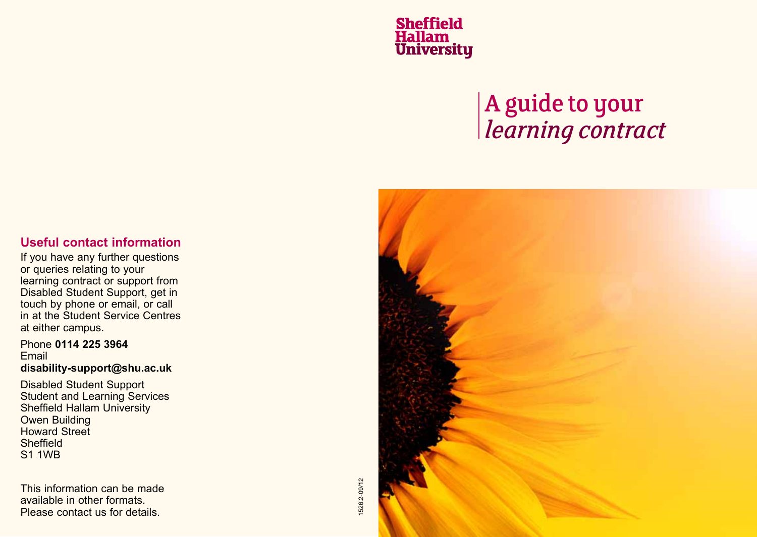Sheffield Hallam University

# A guide to your *learning contract*

## Useful contact information

If you have any further questions or queries relating to your learning contract or support from Disabled Student Support, get in touch by phone or email, or call in at the Student Service Centres at either campus.

Phone **0114 225 3964**
Email
**disability-support@shu.ac.uk**

Disabled Student Support
Student and Learning Services
Sheffield Hallam University
Owen Building
Howard Street
Sheffield
S1 1WB

This information can be made available in other formats. Please contact us for details.

1526.2-09/12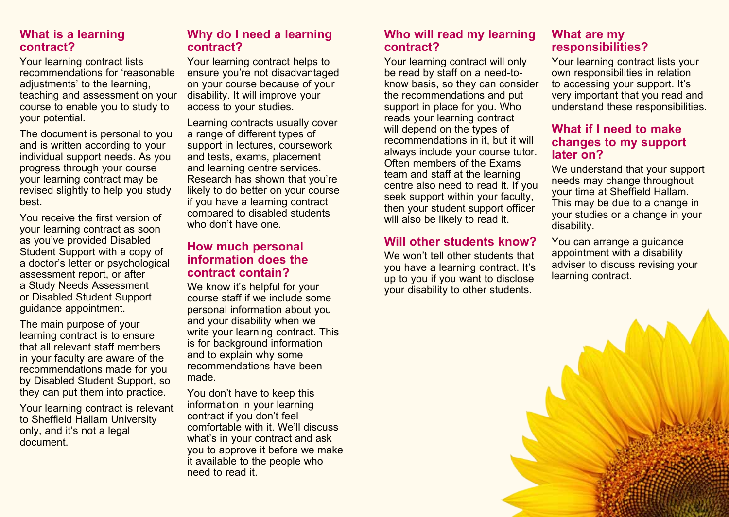## What is a learning contract?

Your learning contract lists recommendations for 'reasonable adjustments' to the learning, teaching and assessment on your course to enable you to study to your potential.

The document is personal to you and is written according to your individual support needs. As you progress through your course your learning contract may be revised slightly to help you study best.

You receive the first version of your learning contract as soon as you've provided Disabled Student Support with a copy of a doctor's letter or psychological assessment report, or after a Study Needs Assessment or Disabled Student Support guidance appointment.

The main purpose of your learning contract is to ensure that all relevant staff members in your faculty are aware of the recommendations made for you by Disabled Student Support, so they can put them into practice.

Your learning contract is relevant to Sheffield Hallam University only, and it's not a legal document.

## Why do I need a learning contract?

Your learning contract helps to ensure you're not disadvantaged on your course because of your disability. It will improve your access to your studies.

Learning contracts usually cover a range of different types of support in lectures, coursework and tests, exams, placement and learning centre services. Research has shown that you're likely to do better on your course if you have a learning contract compared to disabled students who don't have one.

## How much personal information does the contract contain?

We know it's helpful for your course staff if we include some personal information about you and your disability when we write your learning contract. This is for background information and to explain why some recommendations have been made.

You don't have to keep this information in your learning contract if you don't feel comfortable with it. We'll discuss what's in your contract and ask you to approve it before we make it available to the people who need to read it.

## Who will read my learning contract?

Your learning contract will only be read by staff on a need-to-know basis, so they can consider the recommendations and put support in place for you. Who reads your learning contract will depend on the types of recommendations in it, but it will always include your course tutor. Often members of the Exams team and staff at the learning centre also need to read it. If you seek support within your faculty, then your student support officer will also be likely to read it.

## Will other students know?

We won't tell other students that you have a learning contract. It's up to you if you want to disclose your disability to other students.

## What are my responsibilities?

Your learning contract lists your own responsibilities in relation to accessing your support. It's very important that you read and understand these responsibilities.

## What if I need to make changes to my support later on?

We understand that your support needs may change throughout your time at Sheffield Hallam. This may be due to a change in your studies or a change in your disability.

You can arrange a guidance appointment with a disability adviser to discuss revising your learning contract.